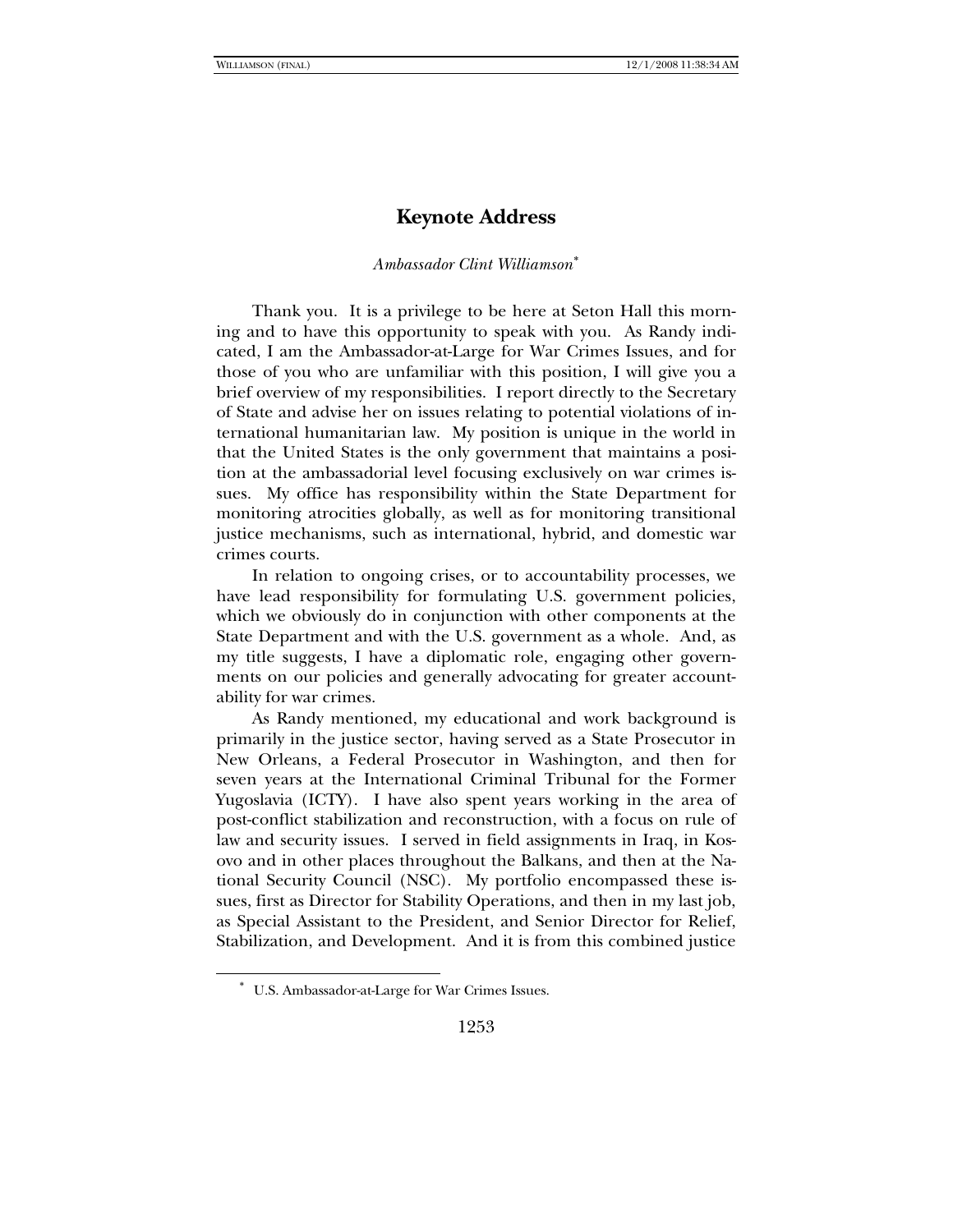# Keynote Address

*Ambassador Clint Williamson*[*]

Thank you. It is a privilege to be here at Seton Hall this morning and to have this opportunity to speak with you. As Randy indicated, I am the Ambassador-at-Large for War Crimes Issues, and for those of you who are unfamiliar with this position, I will give you a brief overview of my responsibilities. I report directly to the Secretary of State and advise her on issues relating to potential violations of international humanitarian law. My position is unique in the world in that the United States is the only government that maintains a position at the ambassadorial level focusing exclusively on war crimes issues. My office has responsibility within the State Department for monitoring atrocities globally, as well as for monitoring transitional justice mechanisms, such as international, hybrid, and domestic war crimes courts.

In relation to ongoing crises, or to accountability processes, we have lead responsibility for formulating U.S. government policies, which we obviously do in conjunction with other components at the State Department and with the U.S. government as a whole. And, as my title suggests, I have a diplomatic role, engaging other governments on our policies and generally advocating for greater accountability for war crimes.

As Randy mentioned, my educational and work background is primarily in the justice sector, having served as a State Prosecutor in New Orleans, a Federal Prosecutor in Washington, and then for seven years at the International Criminal Tribunal for the Former Yugoslavia (ICTY). I have also spent years working in the area of post-conflict stabilization and reconstruction, with a focus on rule of law and security issues. I served in field assignments in Iraq, in Kosovo and in other places throughout the Balkans, and then at the National Security Council (NSC). My portfolio encompassed these issues, first as Director for Stability Operations, and then in my last job, as Special Assistant to the President, and Senior Director for Relief, Stabilization, and Development. And it is from this combined justice

[*] U.S. Ambassador-at-Large for War Crimes Issues.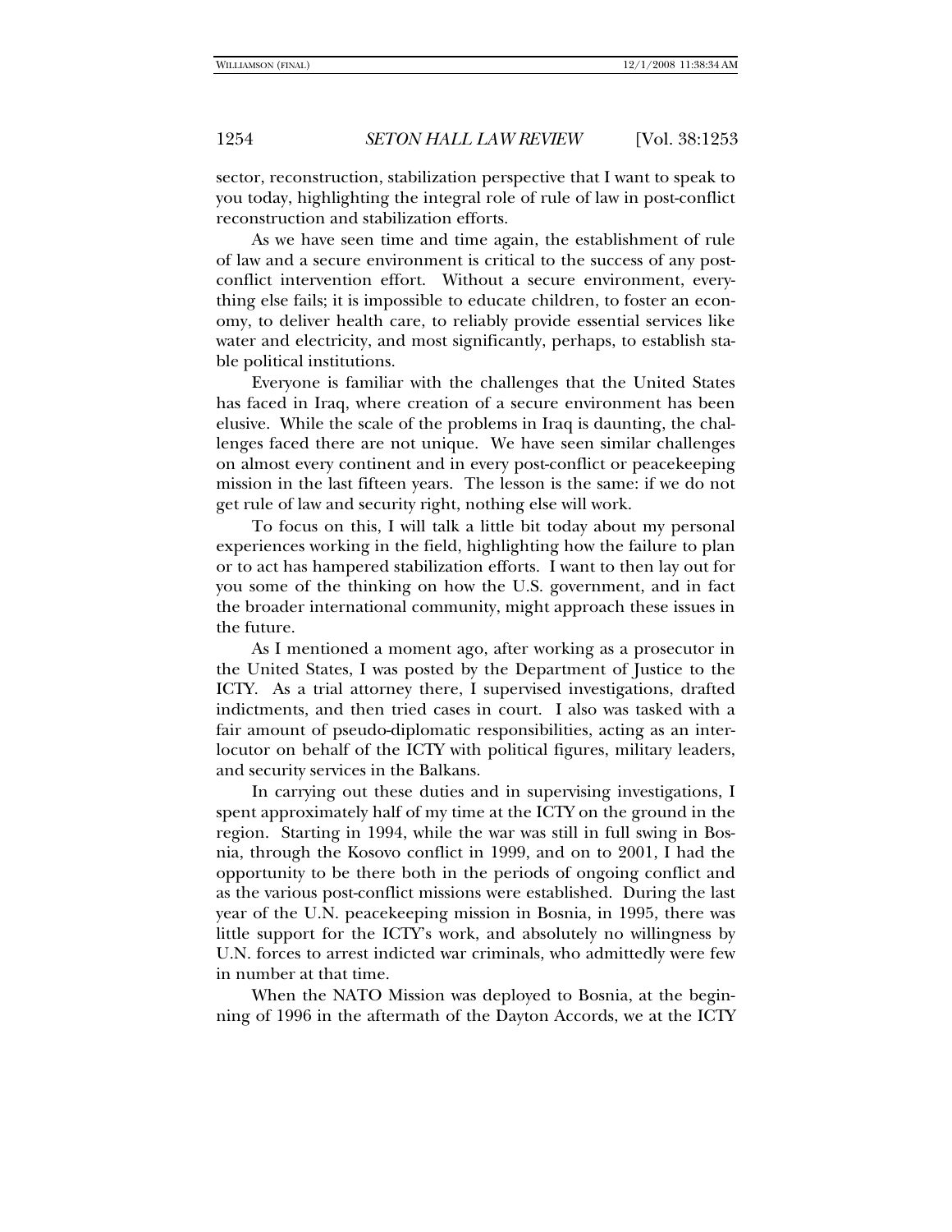sector, reconstruction, stabilization perspective that I want to speak to you today, highlighting the integral role of rule of law in post-conflict reconstruction and stabilization efforts.

As we have seen time and time again, the establishment of rule of law and a secure environment is critical to the success of any post-conflict intervention effort. Without a secure environment, everything else fails; it is impossible to educate children, to foster an economy, to deliver health care, to reliably provide essential services like water and electricity, and most significantly, perhaps, to establish stable political institutions.

Everyone is familiar with the challenges that the United States has faced in Iraq, where creation of a secure environment has been elusive. While the scale of the problems in Iraq is daunting, the challenges faced there are not unique. We have seen similar challenges on almost every continent and in every post-conflict or peacekeeping mission in the last fifteen years. The lesson is the same: if we do not get rule of law and security right, nothing else will work.

To focus on this, I will talk a little bit today about my personal experiences working in the field, highlighting how the failure to plan or to act has hampered stabilization efforts. I want to then lay out for you some of the thinking on how the U.S. government, and in fact the broader international community, might approach these issues in the future.

As I mentioned a moment ago, after working as a prosecutor in the United States, I was posted by the Department of Justice to the ICTY. As a trial attorney there, I supervised investigations, drafted indictments, and then tried cases in court. I also was tasked with a fair amount of pseudo-diplomatic responsibilities, acting as an interlocutor on behalf of the ICTY with political figures, military leaders, and security services in the Balkans.

In carrying out these duties and in supervising investigations, I spent approximately half of my time at the ICTY on the ground in the region. Starting in 1994, while the war was still in full swing in Bosnia, through the Kosovo conflict in 1999, and on to 2001, I had the opportunity to be there both in the periods of ongoing conflict and as the various post-conflict missions were established. During the last year of the U.N. peacekeeping mission in Bosnia, in 1995, there was little support for the ICTY's work, and absolutely no willingness by U.N. forces to arrest indicted war criminals, who admittedly were few in number at that time.

When the NATO Mission was deployed to Bosnia, at the beginning of 1996 in the aftermath of the Dayton Accords, we at the ICTY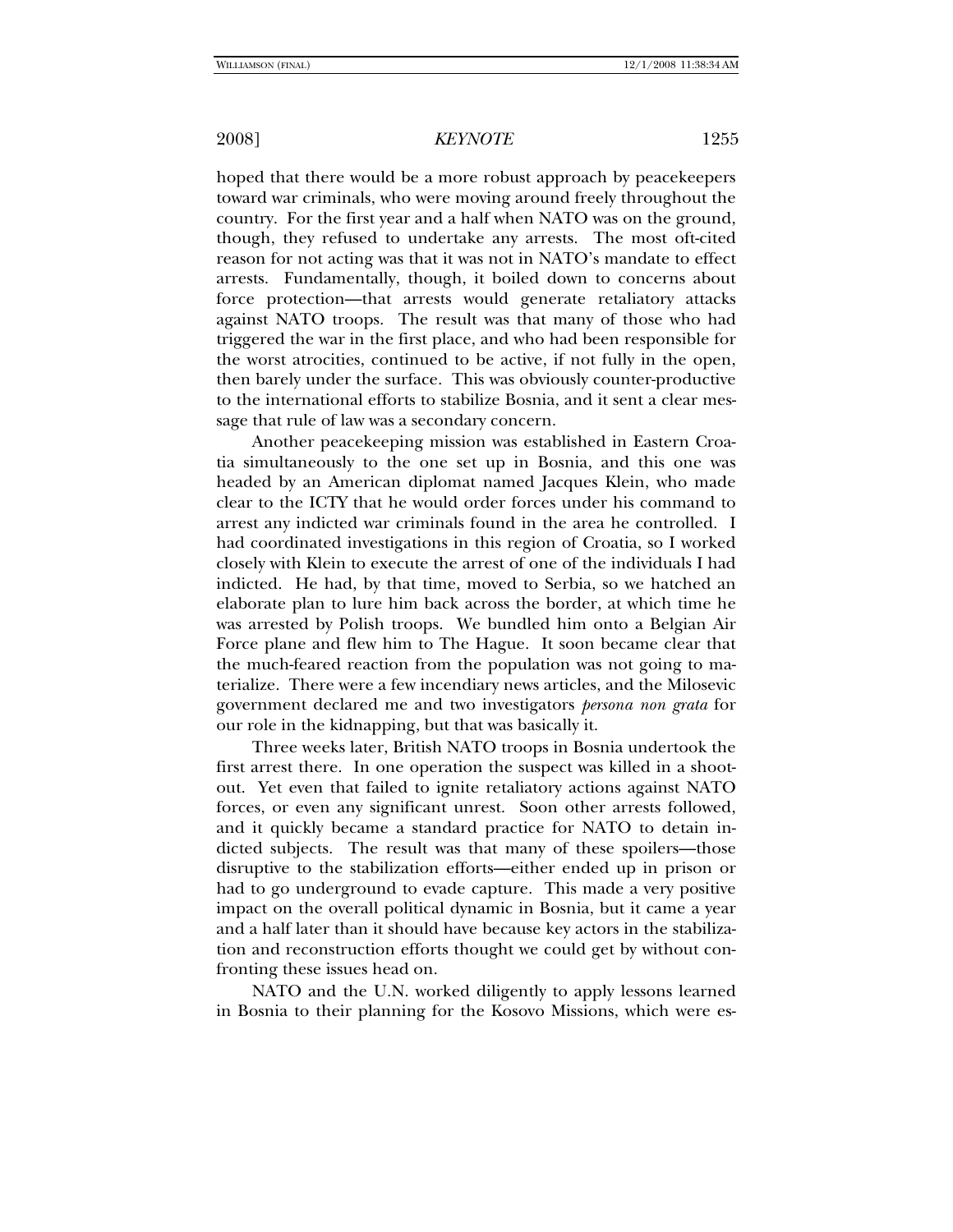hoped that there would be a more robust approach by peacekeepers toward war criminals, who were moving around freely throughout the country. For the first year and a half when NATO was on the ground, though, they refused to undertake any arrests. The most oft-cited reason for not acting was that it was not in NATO's mandate to effect arrests. Fundamentally, though, it boiled down to concerns about force protection—that arrests would generate retaliatory attacks against NATO troops. The result was that many of those who had triggered the war in the first place, and who had been responsible for the worst atrocities, continued to be active, if not fully in the open, then barely under the surface. This was obviously counter-productive to the international efforts to stabilize Bosnia, and it sent a clear message that rule of law was a secondary concern.

Another peacekeeping mission was established in Eastern Croatia simultaneously to the one set up in Bosnia, and this one was headed by an American diplomat named Jacques Klein, who made clear to the ICTY that he would order forces under his command to arrest any indicted war criminals found in the area he controlled. I had coordinated investigations in this region of Croatia, so I worked closely with Klein to execute the arrest of one of the individuals I had indicted. He had, by that time, moved to Serbia, so we hatched an elaborate plan to lure him back across the border, at which time he was arrested by Polish troops. We bundled him onto a Belgian Air Force plane and flew him to The Hague. It soon became clear that the much-feared reaction from the population was not going to materialize. There were a few incendiary news articles, and the Milosevic government declared me and two investigators *persona non grata* for our role in the kidnapping, but that was basically it.

Three weeks later, British NATO troops in Bosnia undertook the first arrest there. In one operation the suspect was killed in a shootout. Yet even that failed to ignite retaliatory actions against NATO forces, or even any significant unrest. Soon other arrests followed, and it quickly became a standard practice for NATO to detain indicted subjects. The result was that many of these spoilers—those disruptive to the stabilization efforts—either ended up in prison or had to go underground to evade capture. This made a very positive impact on the overall political dynamic in Bosnia, but it came a year and a half later than it should have because key actors in the stabilization and reconstruction efforts thought we could get by without confronting these issues head on.

NATO and the U.N. worked diligently to apply lessons learned in Bosnia to their planning for the Kosovo Missions, which were es-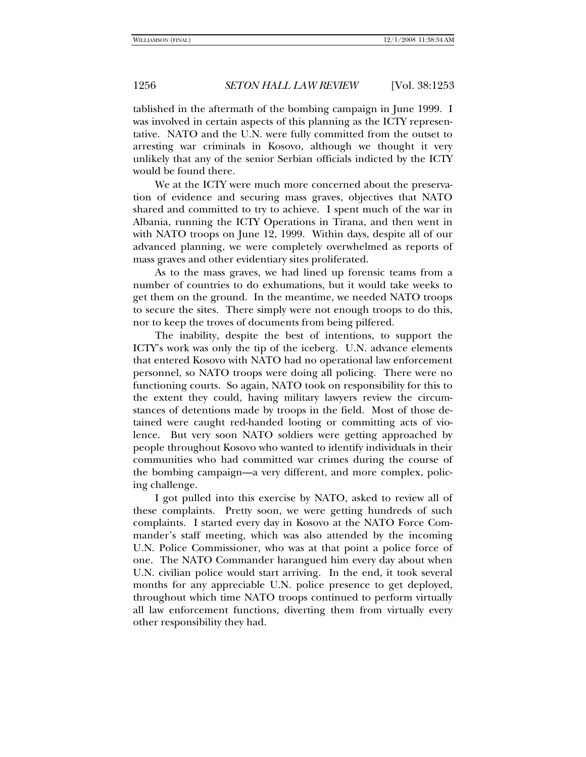tablished in the aftermath of the bombing campaign in June 1999. I was involved in certain aspects of this planning as the ICTY representative. NATO and the U.N. were fully committed from the outset to arresting war criminals in Kosovo, although we thought it very unlikely that any of the senior Serbian officials indicted by the ICTY would be found there.

We at the ICTY were much more concerned about the preservation of evidence and securing mass graves, objectives that NATO shared and committed to try to achieve. I spent much of the war in Albania, running the ICTY Operations in Tirana, and then went in with NATO troops on June 12, 1999. Within days, despite all of our advanced planning, we were completely overwhelmed as reports of mass graves and other evidentiary sites proliferated.

As to the mass graves, we had lined up forensic teams from a number of countries to do exhumations, but it would take weeks to get them on the ground. In the meantime, we needed NATO troops to secure the sites. There simply were not enough troops to do this, nor to keep the troves of documents from being pilfered.

The inability, despite the best of intentions, to support the ICTY's work was only the tip of the iceberg. U.N. advance elements that entered Kosovo with NATO had no operational law enforcement personnel, so NATO troops were doing all policing. There were no functioning courts. So again, NATO took on responsibility for this to the extent they could, having military lawyers review the circumstances of detentions made by troops in the field. Most of those detained were caught red-handed looting or committing acts of violence. But very soon NATO soldiers were getting approached by people throughout Kosovo who wanted to identify individuals in their communities who had committed war crimes during the course of the bombing campaign—a very different, and more complex, policing challenge.

I got pulled into this exercise by NATO, asked to review all of these complaints. Pretty soon, we were getting hundreds of such complaints. I started every day in Kosovo at the NATO Force Commander's staff meeting, which was also attended by the incoming U.N. Police Commissioner, who was at that point a police force of one. The NATO Commander harangued him every day about when U.N. civilian police would start arriving. In the end, it took several months for any appreciable U.N. police presence to get deployed, throughout which time NATO troops continued to perform virtually all law enforcement functions, diverting them from virtually every other responsibility they had.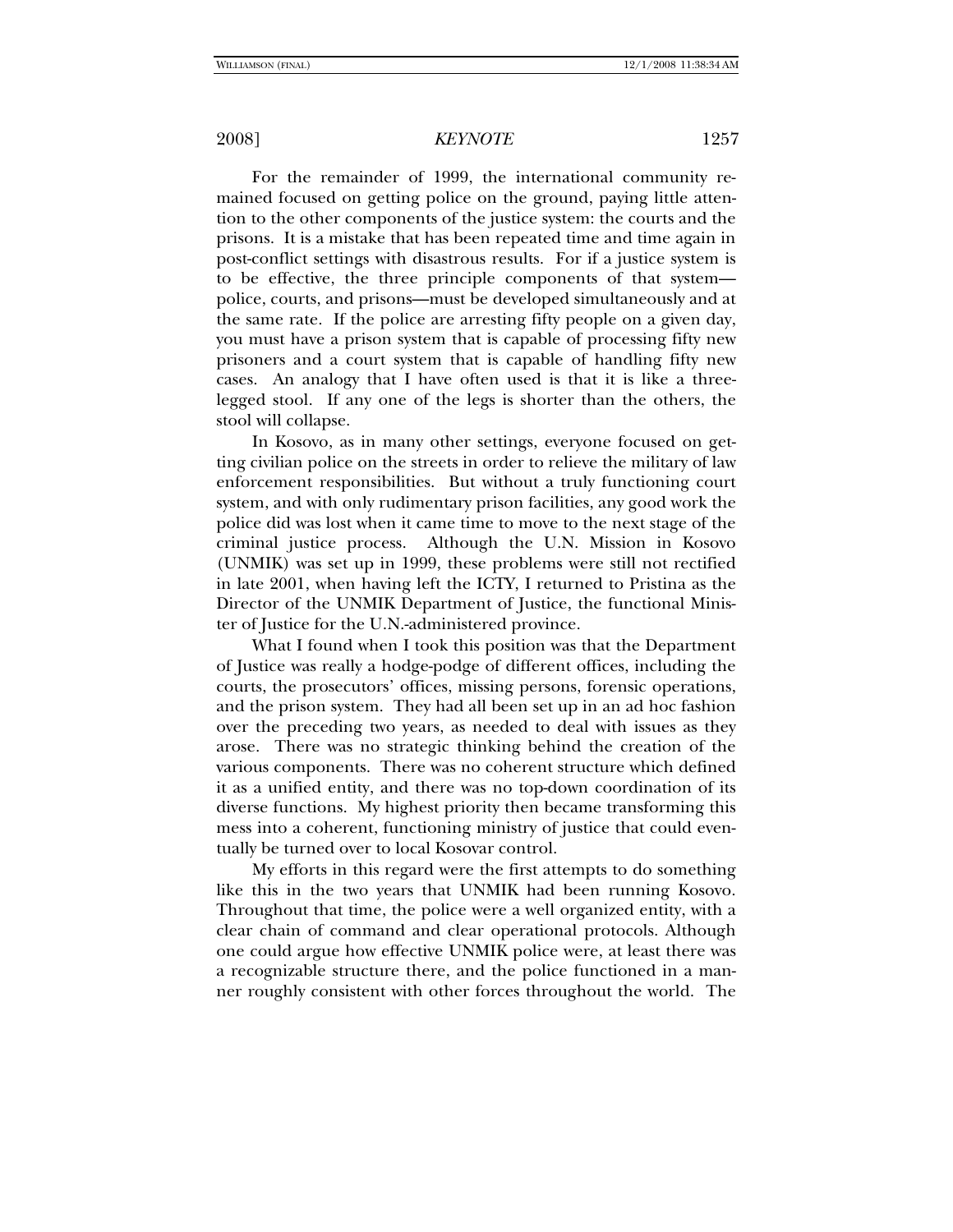For the remainder of 1999, the international community remained focused on getting police on the ground, paying little attention to the other components of the justice system: the courts and the prisons. It is a mistake that has been repeated time and time again in post-conflict settings with disastrous results. For if a justice system is to be effective, the three principle components of that system—police, courts, and prisons—must be developed simultaneously and at the same rate. If the police are arresting fifty people on a given day, you must have a prison system that is capable of processing fifty new prisoners and a court system that is capable of handling fifty new cases. An analogy that I have often used is that it is like a three-legged stool. If any one of the legs is shorter than the others, the stool will collapse.

In Kosovo, as in many other settings, everyone focused on getting civilian police on the streets in order to relieve the military of law enforcement responsibilities. But without a truly functioning court system, and with only rudimentary prison facilities, any good work the police did was lost when it came time to move to the next stage of the criminal justice process. Although the U.N. Mission in Kosovo (UNMIK) was set up in 1999, these problems were still not rectified in late 2001, when having left the ICTY, I returned to Pristina as the Director of the UNMIK Department of Justice, the functional Minister of Justice for the U.N.-administered province.

What I found when I took this position was that the Department of Justice was really a hodge-podge of different offices, including the courts, the prosecutors' offices, missing persons, forensic operations, and the prison system. They had all been set up in an ad hoc fashion over the preceding two years, as needed to deal with issues as they arose. There was no strategic thinking behind the creation of the various components. There was no coherent structure which defined it as a unified entity, and there was no top-down coordination of its diverse functions. My highest priority then became transforming this mess into a coherent, functioning ministry of justice that could eventually be turned over to local Kosovar control.

My efforts in this regard were the first attempts to do something like this in the two years that UNMIK had been running Kosovo. Throughout that time, the police were a well organized entity, with a clear chain of command and clear operational protocols. Although one could argue how effective UNMIK police were, at least there was a recognizable structure there, and the police functioned in a manner roughly consistent with other forces throughout the world. The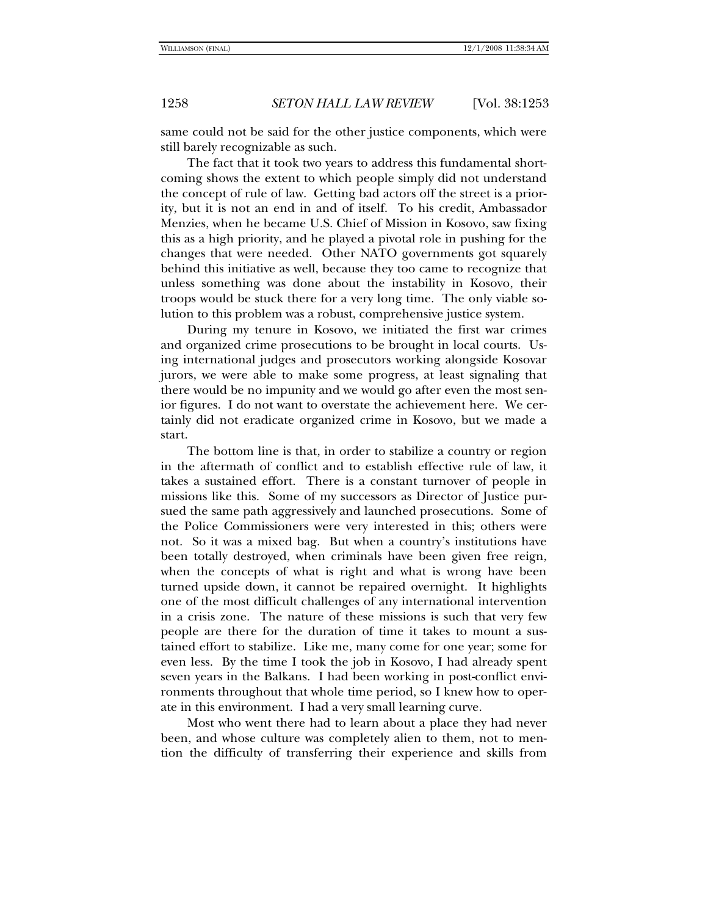same could not be said for the other justice components, which were still barely recognizable as such.

The fact that it took two years to address this fundamental shortcoming shows the extent to which people simply did not understand the concept of rule of law. Getting bad actors off the street is a priority, but it is not an end in and of itself. To his credit, Ambassador Menzies, when he became U.S. Chief of Mission in Kosovo, saw fixing this as a high priority, and he played a pivotal role in pushing for the changes that were needed. Other NATO governments got squarely behind this initiative as well, because they too came to recognize that unless something was done about the instability in Kosovo, their troops would be stuck there for a very long time. The only viable solution to this problem was a robust, comprehensive justice system.

During my tenure in Kosovo, we initiated the first war crimes and organized crime prosecutions to be brought in local courts. Using international judges and prosecutors working alongside Kosovar jurors, we were able to make some progress, at least signaling that there would be no impunity and we would go after even the most senior figures. I do not want to overstate the achievement here. We certainly did not eradicate organized crime in Kosovo, but we made a start.

The bottom line is that, in order to stabilize a country or region in the aftermath of conflict and to establish effective rule of law, it takes a sustained effort. There is a constant turnover of people in missions like this. Some of my successors as Director of Justice pursued the same path aggressively and launched prosecutions. Some of the Police Commissioners were very interested in this; others were not. So it was a mixed bag. But when a country's institutions have been totally destroyed, when criminals have been given free reign, when the concepts of what is right and what is wrong have been turned upside down, it cannot be repaired overnight. It highlights one of the most difficult challenges of any international intervention in a crisis zone. The nature of these missions is such that very few people are there for the duration of time it takes to mount a sustained effort to stabilize. Like me, many come for one year; some for even less. By the time I took the job in Kosovo, I had already spent seven years in the Balkans. I had been working in post-conflict environments throughout that whole time period, so I knew how to operate in this environment. I had a very small learning curve.

Most who went there had to learn about a place they had never been, and whose culture was completely alien to them, not to mention the difficulty of transferring their experience and skills from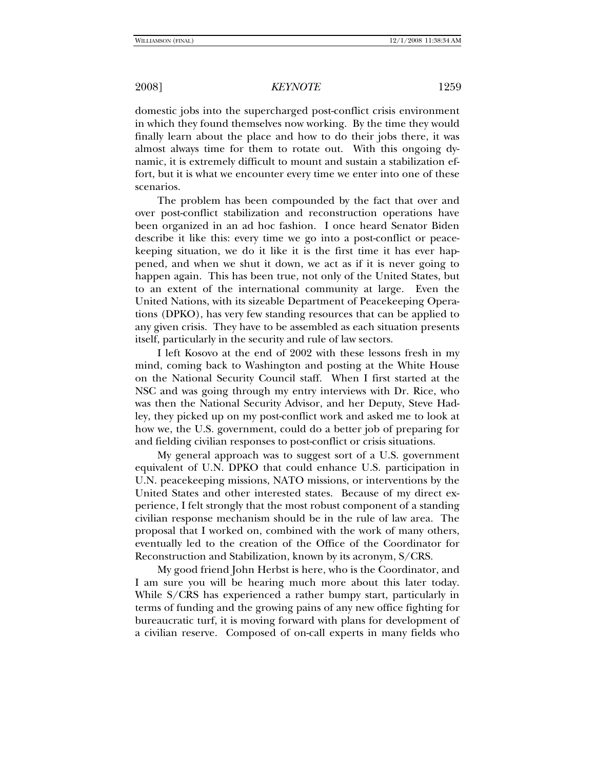domestic jobs into the supercharged post-conflict crisis environment in which they found themselves now working. By the time they would finally learn about the place and how to do their jobs there, it was almost always time for them to rotate out. With this ongoing dynamic, it is extremely difficult to mount and sustain a stabilization effort, but it is what we encounter every time we enter into one of these scenarios.

The problem has been compounded by the fact that over and over post-conflict stabilization and reconstruction operations have been organized in an ad hoc fashion. I once heard Senator Biden describe it like this: every time we go into a post-conflict or peacekeeping situation, we do it like it is the first time it has ever happened, and when we shut it down, we act as if it is never going to happen again. This has been true, not only of the United States, but to an extent of the international community at large. Even the United Nations, with its sizeable Department of Peacekeeping Operations (DPKO), has very few standing resources that can be applied to any given crisis. They have to be assembled as each situation presents itself, particularly in the security and rule of law sectors.

I left Kosovo at the end of 2002 with these lessons fresh in my mind, coming back to Washington and posting at the White House on the National Security Council staff. When I first started at the NSC and was going through my entry interviews with Dr. Rice, who was then the National Security Advisor, and her Deputy, Steve Hadley, they picked up on my post-conflict work and asked me to look at how we, the U.S. government, could do a better job of preparing for and fielding civilian responses to post-conflict or crisis situations.

My general approach was to suggest sort of a U.S. government equivalent of U.N. DPKO that could enhance U.S. participation in U.N. peacekeeping missions, NATO missions, or interventions by the United States and other interested states. Because of my direct experience, I felt strongly that the most robust component of a standing civilian response mechanism should be in the rule of law area. The proposal that I worked on, combined with the work of many others, eventually led to the creation of the Office of the Coordinator for Reconstruction and Stabilization, known by its acronym, S/CRS.

My good friend John Herbst is here, who is the Coordinator, and I am sure you will be hearing much more about this later today. While S/CRS has experienced a rather bumpy start, particularly in terms of funding and the growing pains of any new office fighting for bureaucratic turf, it is moving forward with plans for development of a civilian reserve. Composed of on-call experts in many fields who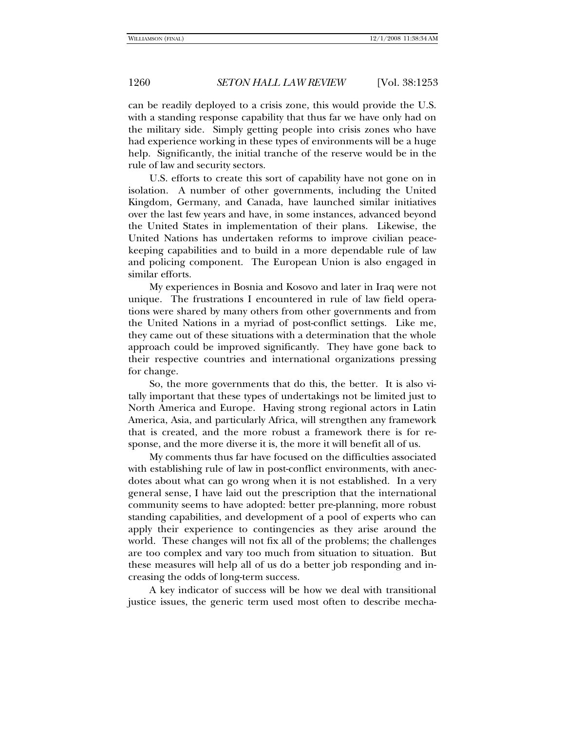can be readily deployed to a crisis zone, this would provide the U.S. with a standing response capability that thus far we have only had on the military side. Simply getting people into crisis zones who have had experience working in these types of environments will be a huge help. Significantly, the initial tranche of the reserve would be in the rule of law and security sectors.

U.S. efforts to create this sort of capability have not gone on in isolation. A number of other governments, including the United Kingdom, Germany, and Canada, have launched similar initiatives over the last few years and have, in some instances, advanced beyond the United States in implementation of their plans. Likewise, the United Nations has undertaken reforms to improve civilian peacekeeping capabilities and to build in a more dependable rule of law and policing component. The European Union is also engaged in similar efforts.

My experiences in Bosnia and Kosovo and later in Iraq were not unique. The frustrations I encountered in rule of law field operations were shared by many others from other governments and from the United Nations in a myriad of post-conflict settings. Like me, they came out of these situations with a determination that the whole approach could be improved significantly. They have gone back to their respective countries and international organizations pressing for change.

So, the more governments that do this, the better. It is also vitally important that these types of undertakings not be limited just to North America and Europe. Having strong regional actors in Latin America, Asia, and particularly Africa, will strengthen any framework that is created, and the more robust a framework there is for response, and the more diverse it is, the more it will benefit all of us.

My comments thus far have focused on the difficulties associated with establishing rule of law in post-conflict environments, with anecdotes about what can go wrong when it is not established. In a very general sense, I have laid out the prescription that the international community seems to have adopted: better pre-planning, more robust standing capabilities, and development of a pool of experts who can apply their experience to contingencies as they arise around the world. These changes will not fix all of the problems; the challenges are too complex and vary too much from situation to situation. But these measures will help all of us do a better job responding and increasing the odds of long-term success.

A key indicator of success will be how we deal with transitional justice issues, the generic term used most often to describe mecha-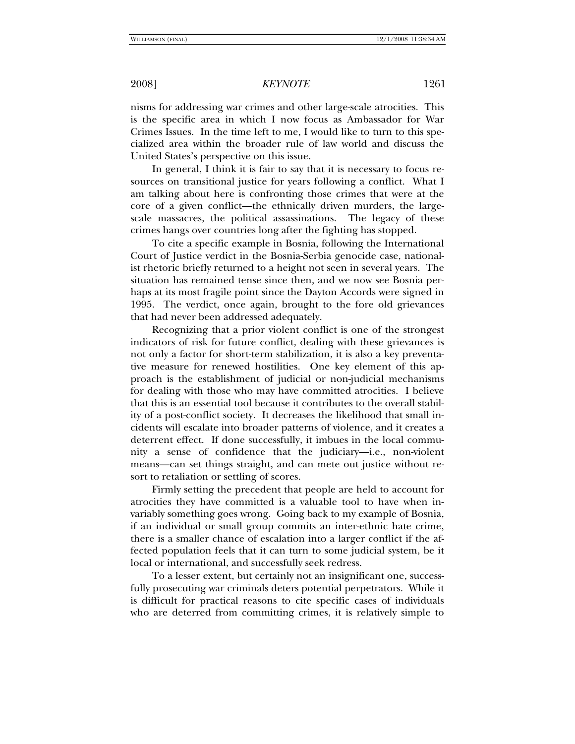nisms for addressing war crimes and other large-scale atrocities. This is the specific area in which I now focus as Ambassador for War Crimes Issues. In the time left to me, I would like to turn to this specialized area within the broader rule of law world and discuss the United States's perspective on this issue.

In general, I think it is fair to say that it is necessary to focus resources on transitional justice for years following a conflict. What I am talking about here is confronting those crimes that were at the core of a given conflict—the ethnically driven murders, the large-scale massacres, the political assassinations. The legacy of these crimes hangs over countries long after the fighting has stopped.

To cite a specific example in Bosnia, following the International Court of Justice verdict in the Bosnia-Serbia genocide case, nationalist rhetoric briefly returned to a height not seen in several years. The situation has remained tense since then, and we now see Bosnia perhaps at its most fragile point since the Dayton Accords were signed in 1995. The verdict, once again, brought to the fore old grievances that had never been addressed adequately.

Recognizing that a prior violent conflict is one of the strongest indicators of risk for future conflict, dealing with these grievances is not only a factor for short-term stabilization, it is also a key preventative measure for renewed hostilities. One key element of this approach is the establishment of judicial or non-judicial mechanisms for dealing with those who may have committed atrocities. I believe that this is an essential tool because it contributes to the overall stability of a post-conflict society. It decreases the likelihood that small incidents will escalate into broader patterns of violence, and it creates a deterrent effect. If done successfully, it imbues in the local community a sense of confidence that the judiciary—i.e., non-violent means—can set things straight, and can mete out justice without resort to retaliation or settling of scores.

Firmly setting the precedent that people are held to account for atrocities they have committed is a valuable tool to have when invariably something goes wrong. Going back to my example of Bosnia, if an individual or small group commits an inter-ethnic hate crime, there is a smaller chance of escalation into a larger conflict if the affected population feels that it can turn to some judicial system, be it local or international, and successfully seek redress.

To a lesser extent, but certainly not an insignificant one, successfully prosecuting war criminals deters potential perpetrators. While it is difficult for practical reasons to cite specific cases of individuals who are deterred from committing crimes, it is relatively simple to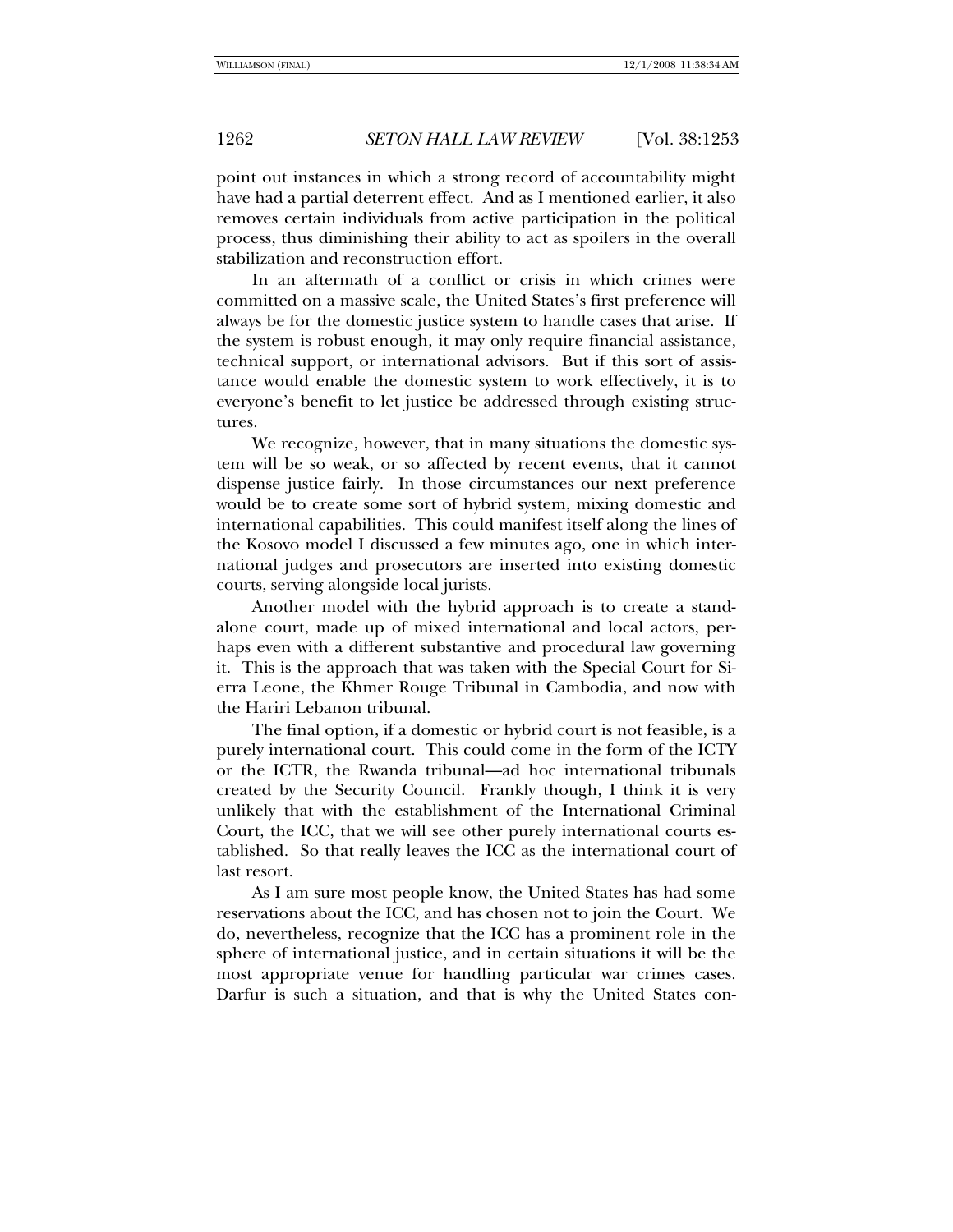point out instances in which a strong record of accountability might have had a partial deterrent effect. And as I mentioned earlier, it also removes certain individuals from active participation in the political process, thus diminishing their ability to act as spoilers in the overall stabilization and reconstruction effort.

In an aftermath of a conflict or crisis in which crimes were committed on a massive scale, the United States's first preference will always be for the domestic justice system to handle cases that arise. If the system is robust enough, it may only require financial assistance, technical support, or international advisors. But if this sort of assistance would enable the domestic system to work effectively, it is to everyone's benefit to let justice be addressed through existing structures.

We recognize, however, that in many situations the domestic system will be so weak, or so affected by recent events, that it cannot dispense justice fairly. In those circumstances our next preference would be to create some sort of hybrid system, mixing domestic and international capabilities. This could manifest itself along the lines of the Kosovo model I discussed a few minutes ago, one in which international judges and prosecutors are inserted into existing domestic courts, serving alongside local jurists.

Another model with the hybrid approach is to create a stand-alone court, made up of mixed international and local actors, perhaps even with a different substantive and procedural law governing it. This is the approach that was taken with the Special Court for Sierra Leone, the Khmer Rouge Tribunal in Cambodia, and now with the Hariri Lebanon tribunal.

The final option, if a domestic or hybrid court is not feasible, is a purely international court. This could come in the form of the ICTY or the ICTR, the Rwanda tribunal—ad hoc international tribunals created by the Security Council. Frankly though, I think it is very unlikely that with the establishment of the International Criminal Court, the ICC, that we will see other purely international courts established. So that really leaves the ICC as the international court of last resort.

As I am sure most people know, the United States has had some reservations about the ICC, and has chosen not to join the Court. We do, nevertheless, recognize that the ICC has a prominent role in the sphere of international justice, and in certain situations it will be the most appropriate venue for handling particular war crimes cases. Darfur is such a situation, and that is why the United States con-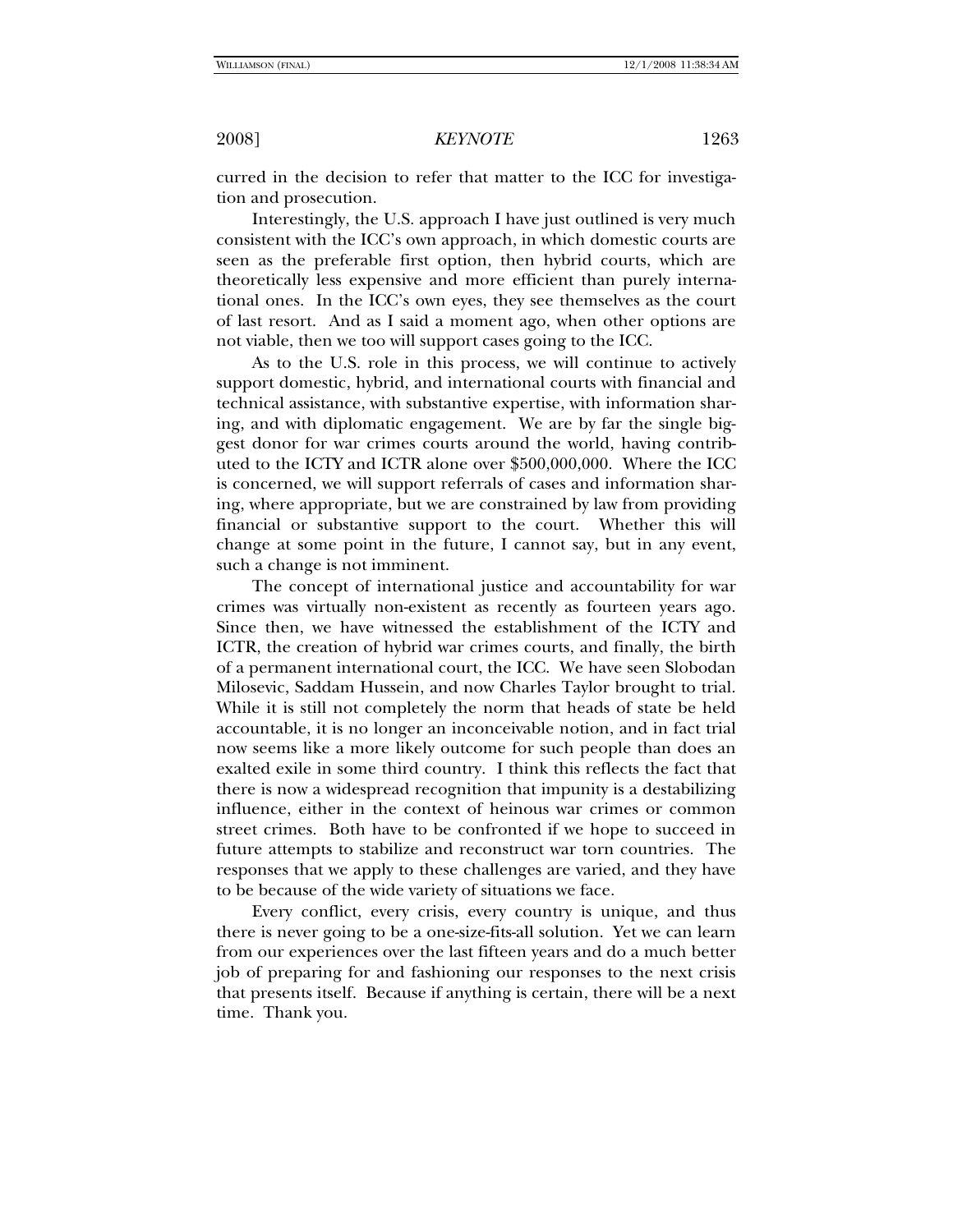curred in the decision to refer that matter to the ICC for investigation and prosecution.

Interestingly, the U.S. approach I have just outlined is very much consistent with the ICC's own approach, in which domestic courts are seen as the preferable first option, then hybrid courts, which are theoretically less expensive and more efficient than purely international ones. In the ICC's own eyes, they see themselves as the court of last resort. And as I said a moment ago, when other options are not viable, then we too will support cases going to the ICC.

As to the U.S. role in this process, we will continue to actively support domestic, hybrid, and international courts with financial and technical assistance, with substantive expertise, with information sharing, and with diplomatic engagement. We are by far the single biggest donor for war crimes courts around the world, having contributed to the ICTY and ICTR alone over $500,000,000. Where the ICC is concerned, we will support referrals of cases and information sharing, where appropriate, but we are constrained by law from providing financial or substantive support to the court. Whether this will change at some point in the future, I cannot say, but in any event, such a change is not imminent.

The concept of international justice and accountability for war crimes was virtually non-existent as recently as fourteen years ago. Since then, we have witnessed the establishment of the ICTY and ICTR, the creation of hybrid war crimes courts, and finally, the birth of a permanent international court, the ICC. We have seen Slobodan Milosevic, Saddam Hussein, and now Charles Taylor brought to trial. While it is still not completely the norm that heads of state be held accountable, it is no longer an inconceivable notion, and in fact trial now seems like a more likely outcome for such people than does an exalted exile in some third country. I think this reflects the fact that there is now a widespread recognition that impunity is a destabilizing influence, either in the context of heinous war crimes or common street crimes. Both have to be confronted if we hope to succeed in future attempts to stabilize and reconstruct war torn countries. The responses that we apply to these challenges are varied, and they have to be because of the wide variety of situations we face.

Every conflict, every crisis, every country is unique, and thus there is never going to be a one-size-fits-all solution. Yet we can learn from our experiences over the last fifteen years and do a much better job of preparing for and fashioning our responses to the next crisis that presents itself. Because if anything is certain, there will be a next time. Thank you.